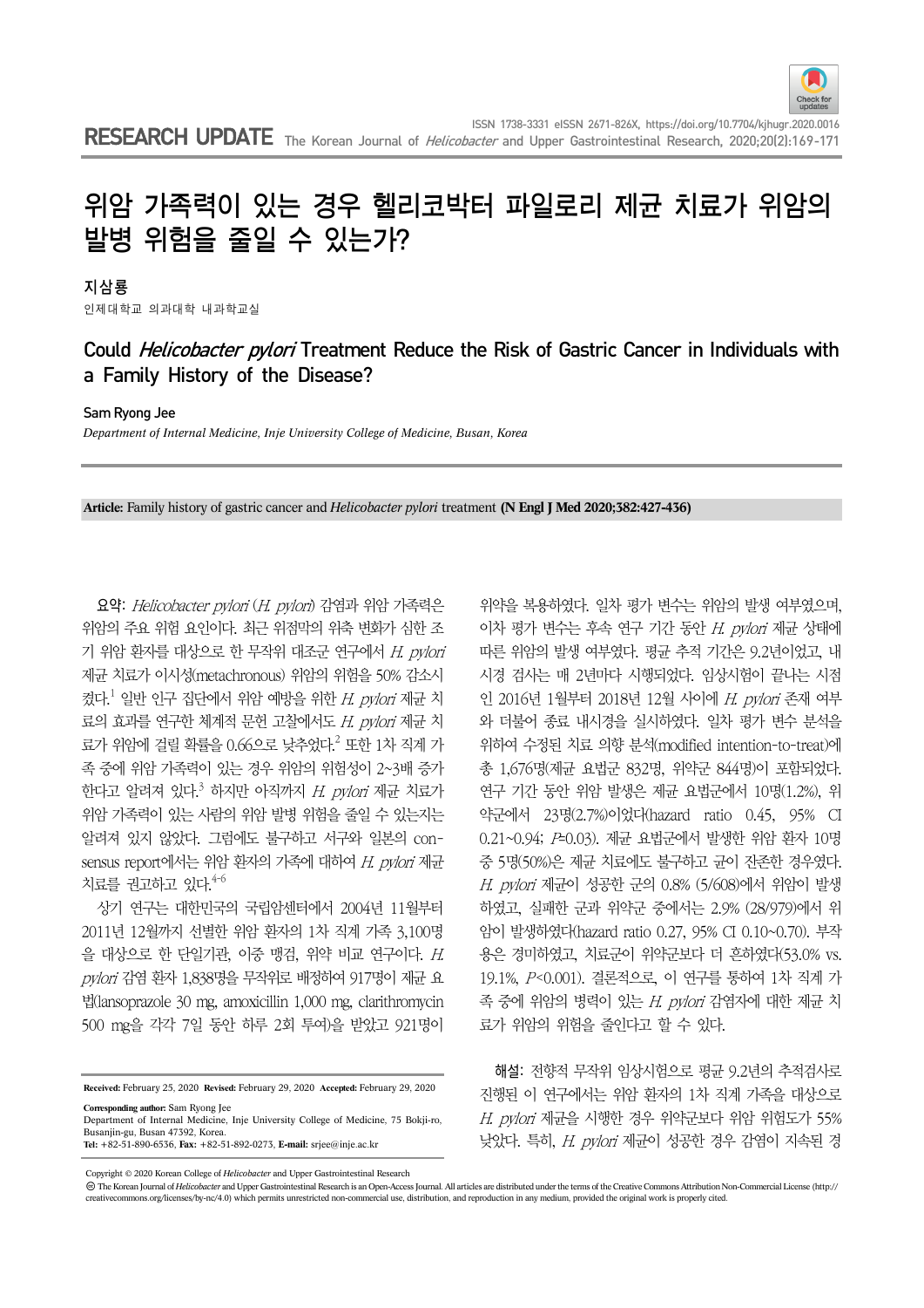# 위암 가족력이 있는 경우 헬리코박터 파일로리 제균 치료가 위암의 발병 위험을 줄일 수 있는가?

지삼룡

인제대학교 의과대학 내과학교실

## Could *Helicobacter pylori* Treatment Reduce the Risk of Gastric Cancer in Individuals with a Family History of the Disease?

Sam Ryong Jee

*Department of Internal Medicine, Inje University College of Medicine, Busan, Korea*

**Article:** Family history of gastric cancer and *Helicobacter pylori* treatment **(N Engl J Med 2020;382:427-436)**

요약: *Helicobacter pylori* (*H. pylori*) 감염과 위암 가족력은 위암의 주요 위험 요인이다. 최근 위점막의 위축 변화가 심한 조기 위암 환자를 대상으로 한 무작위 대조군 연구에서 *H. pylori* 제균 치료가 이시성(metachronous) 위암의 위험을 50% 감소시켰다.[1] 일반 인구 집단에서 위암 예방을 위한 *H. pylori* 제균 치료의 효과를 연구한 체계적 문헌 고찰에서도 *H. pylori* 제균 치료가 위암에 걸릴 확률을 0.66으로 낮추었다.[2] 또한 1차 직계 가족 중에 위암 가족력이 있는 경우 위암의 위험성이 2~3배 증가한다고 알려져 있다.[3] 하지만 아직까지 *H. pylori* 제균 치료가 위암 가족력이 있는 사람의 위암 발병 위험을 줄일 수 있는지는 알려져 있지 않았다. 그럼에도 불구하고 서구와 일본의 consensus report에서는 위암 환자의 가족에 대하여 *H. pylori* 제균 치료를 권고하고 있다.[4-6]

상기 연구는 대한민국의 국립암센터에서 2004년 11월부터 2011년 12월까지 선별한 위암 환자의 1차 직계 가족 3,100명을 대상으로 한 단일기관, 이중 맹검, 위약 비교 연구이다. *H. pylori* 감염 환자 1,838명을 무작위로 배정하여 917명이 제균 요법(lansoprazole 30 mg, amoxicillin 1,000 mg, clarithromycin 500 mg을 각각 7일 동안 하루 2회 투여)을 받았고 921명이 위약을 복용하였다. 일차 평가 변수는 위암의 발생 여부였으며, 이차 평가 변수는 후속 연구 기간 동안 *H. pylori* 제균 상태에 따른 위암의 발생 여부였다. 평균 추적 기간은 9.2년이었고, 내시경 검사는 매 2년마다 시행되었다. 임상시험이 끝나는 시점인 2016년 1월부터 2018년 12월 사이에 *H. pylori* 존재 여부와 더불어 종료 내시경을 실시하였다. 일차 평가 변수 분석을 위하여 수정된 치료 의향 분석(modified intention-to-treat)에 총 1,676명(제균 요법군 832명, 위약군 844명)이 포함되었다. 연구 기간 동안 위암 발생은 제균 요법군에서 10명(1.2%), 위약군에서 23명(2.7%)이었다(hazard ratio 0.45, 95% CI 0.21~0.94; $P$=0.03). 제균 요법군에서 발생한 위암 환자 10명 중 5명(50%)은 제균 치료에도 불구하고 균이 잔존한 경우였다. *H. pylori* 제균이 성공한 군의 0.8% (5/608)에서 위암이 발생하였고, 실패한 군과 위약군 중에서는 2.9% (28/979)에서 위암이 발생하였다(hazard ratio 0.27, 95% CI 0.10~0.70). 부작용은 경미하였고, 치료군이 위약군보다 더 흔하였다(53.0% vs. 19.1%, $P$<0.001). 결론적으로, 이 연구를 통하여 1차 직계 가족 중에 위암의 병력이 있는 *H. pylori* 감염자에 대한 제균 치료가 위암의 위험을 줄인다고 할 수 있다.

해설: 전향적 무작위 임상시험으로 평균 9.2년의 추적검사로 진행된 이 연구에서는 위암 환자의 1차 직계 가족을 대상으로 *H. pylori* 제균을 시행한 경우 위약군보다 위암 위험도가 55% 낮았다. 특히, *H. pylori* 제균이 성공한 경우 감염이 지속된 경

**Received:** February 25, 2020 **Revised:** February 29, 2020 **Accepted:** February 29, 2020

**Corresponding author:** Sam Ryong Jee
Department of Internal Medicine, Inje University College of Medicine, 75 Bokji-ro, Busanjin-gu, Busan 47392, Korea.
**Tel:** +82-51-890-6536, **Fax:** +82-51-892-0273, **E-mail:** srjee@inje.ac.kr

Copyright © 2020 Korean College of *Helicobacter* and Upper Gastrointestinal Research

The Korean Journal of *Helicobacter* and Upper Gastrointestinal Research is an Open-Access Journal. All articles are distributed under the terms of the Creative Commons Attribution Non-Commercial License (http://creativecommons.org/licenses/by-nc/4.0) which permits unrestricted non-commercial use, distribution, and reproduction in any medium, provided the original work is properly cited.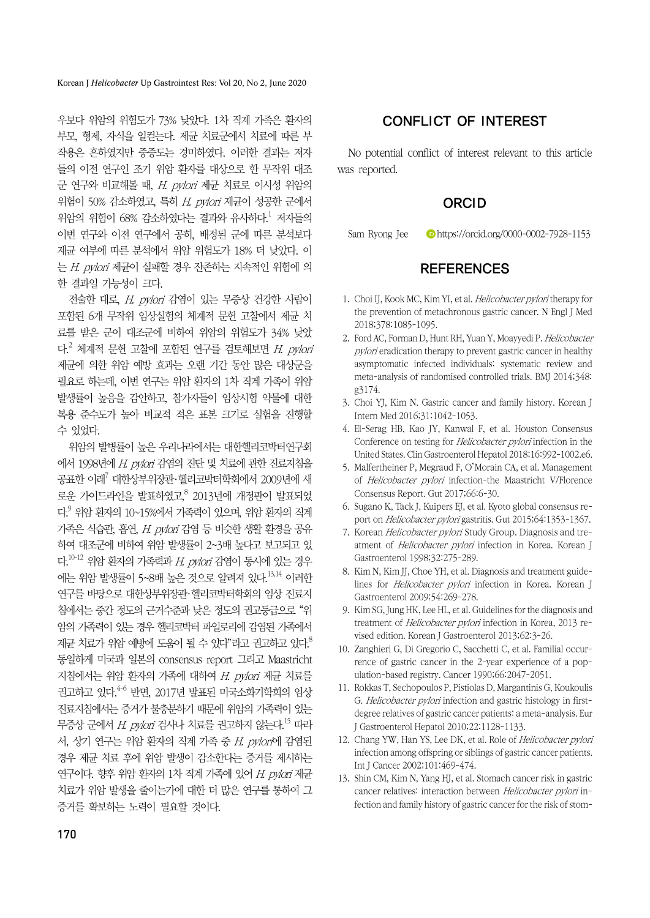우보다 위암의 위험도가 73% 낮았다. 1차 직계 가족은 환자의 부모, 형제, 자식을 일컫는다. 제균 치료군에서 치료에 따른 부작용은 흔하였지만 중증도는 경미하였다. 이러한 결과는 저자들의 이전 연구인 조기 위암 환자를 대상으로 한 무작위 대조군 연구와 비교해볼 때, *H. pylori* 제균 치료로 이시성 위암의 위험이 50% 감소하였고, 특히 *H. pylori* 제균이 성공한 군에서 위암의 위험이 68% 감소하였다는 결과와 유사하다.[1] 저자들의 이번 연구와 이전 연구에서 공히, 배정된 군에 따른 분석보다 제균 여부에 따른 분석에서 위암 위험도가 18% 더 낮았다. 이는 *H. pylori* 제균이 실패할 경우 잔존하는 지속적인 위험에 의한 결과일 가능성이 크다.

전술한 대로, *H. pylori* 감염이 있는 무증상 건강한 사람이 포함된 6개 무작위 임상실험의 체계적 문헌 고찰에서 제균 치료를 받은 군이 대조군에 비하여 위암의 위험도가 34% 낮았다.[2] 체계적 문헌 고찰에 포함된 연구를 검토해보면 *H. pylori* 제균에 의한 위암 예방 효과는 오랜 기간 동안 많은 대상군을 필요로 하는데, 이번 연구는 위암 환자의 1차 직계 가족이 위암 발생률이 높음을 감안하고, 참가자들이 임상시험 약물에 대한 복용 준수도가 높아 비교적 적은 표본 크기로 실험을 진행할 수 있었다.

위암의 발병률이 높은 우리나라에서는 대한헬리코박터연구회에서 1998년에 *H. pylori* 감염의 진단 및 치료에 관한 진료지침을 공표한 이래[7] 대한상부위장관·헬리코박터학회에서 2009년에 새로운 가이드라인을 발표하였고,[8] 2013년에 개정판이 발표되었다.[9] 위암 환자의 10~15%에서 가족력이 있으며, 위암 환자의 직계 가족은 식습관, 흡연, *H. pylori* 감염 등 비슷한 생활 환경을 공유하여 대조군에 비하여 위암 발생률이 2~3배 높다고 보고되고 있다.[10-12] 위암 환자의 가족력과 *H. pylori* 감염이 동시에 있는 경우에는 위암 발생률이 5~8배 높은 것으로 알려져 있다.[13,14] 이러한 연구를 바탕으로 대한상부위장관·헬리코박터학회의 임상 진료지침에서는 중간 정도의 근거수준과 낮은 정도의 권고등급으로 "위암의 가족력이 있는 경우 헬리코박터 파일로리에 감염된 가족에서 제균 치료가 위암 예방에 도움이 될 수 있다"라고 권고하고 있다.[8] 동일하게 미국과 일본의 consensus report 그리고 Maastricht 지침에서는 위암 환자의 가족에 대하여 *H. pylori* 제균 치료를 권고하고 있다.[4-6] 반면, 2017년 발표된 미국소화기학회의 임상진료지침에서는 증거가 불충분하기 때문에 위암의 가족력이 있는 무증상 군에서 *H. pylori* 검사나 치료를 권고하지 않는다.[15] 따라서, 상기 연구는 위암 환자의 직계 가족 중 *H. pylori*에 감염된 경우 제균 치료 후에 위암 발생이 감소한다는 증거를 제시하는 연구이다. 향후 위암 환자의 1차 직계 가족에 있어 *H. pylori* 제균 치료가 위암 발생을 줄이는가에 대한 더 많은 연구를 통하여 그 증거를 확보하는 노력이 필요할 것이다.

## CONFLICT OF INTEREST

No potential conflict of interest relevant to this article was reported.

## ORCID

Sam Ryong Jee https://orcid.org/0000-0002-7928-1153

## REFERENCES

1. Choi IJ, Kook MC, Kim YI, et al. *Helicobacter pylori* therapy for the prevention of metachronous gastric cancer. N Engl J Med 2018;378:1085-1095.
2. Ford AC, Forman D, Hunt RH, Yuan Y, Moayyedi P. *Helicobacter pylori* eradication therapy to prevent gastric cancer in healthy asymptomatic infected individuals: systematic review and meta-analysis of randomised controlled trials. BMJ 2014;348:g3174.
3. Choi YJ, Kim N. Gastric cancer and family history. Korean J Intern Med 2016;31:1042-1053.
4. El-Serag HB, Kao JY, Kanwal F, et al. Houston Consensus Conference on testing for *Helicobacter pylori* infection in the United States. Clin Gastroenterol Hepatol 2018;16:992-1002.e6.
5. Malfertheiner P, Megraud F, O'Morain CA, et al. Management of *Helicobacter pylori* infection-the Maastricht V/Florence Consensus Report. Gut 2017;66:6-30.
6. Sugano K, Tack J, Kuipers EJ, et al. Kyoto global consensus report on *Helicobacter pylori* gastritis. Gut 2015;64:1353-1367.
7. Korean *Helicobacter pylori* Study Group. Diagnosis and treatment of *Helicobacter pylori* infection in Korea. Korean J Gastroenterol 1998;32:275-289.
8. Kim N, Kim JJ, Choe YH, et al. Diagnosis and treatment guidelines for *Helicobacter pylori* infection in Korea. Korean J Gastroenterol 2009;54:269-278.
9. Kim SG, Jung HK, Lee HL, et al. Guidelines for the diagnosis and treatment of *Helicobacter pylori* infection in Korea, 2013 revised edition. Korean J Gastroenterol 2013;62:3-26.
10. Zanghieri G, Di Gregorio C, Sacchetti C, et al. Familial occurrence of gastric cancer in the 2-year experience of a population-based registry. Cancer 1990;66:2047-2051.
11. Rokkas T, Sechopoulos P, Pistiolas D, Margantinis G, Koukoulis G. *Helicobacter pylori* infection and gastric histology in first-degree relatives of gastric cancer patients: a meta-analysis. Eur J Gastroenterol Hepatol 2010;22:1128-1133.
12. Chang YW, Han YS, Lee DK, et al. Role of *Helicobacter pylori* infection among offspring or siblings of gastric cancer patients. Int J Cancer 2002;101:469-474.
13. Shin CM, Kim N, Yang HJ, et al. Stomach cancer risk in gastric cancer relatives: interaction between *Helicobacter pylori* infection and family history of gastric cancer for the risk of stom-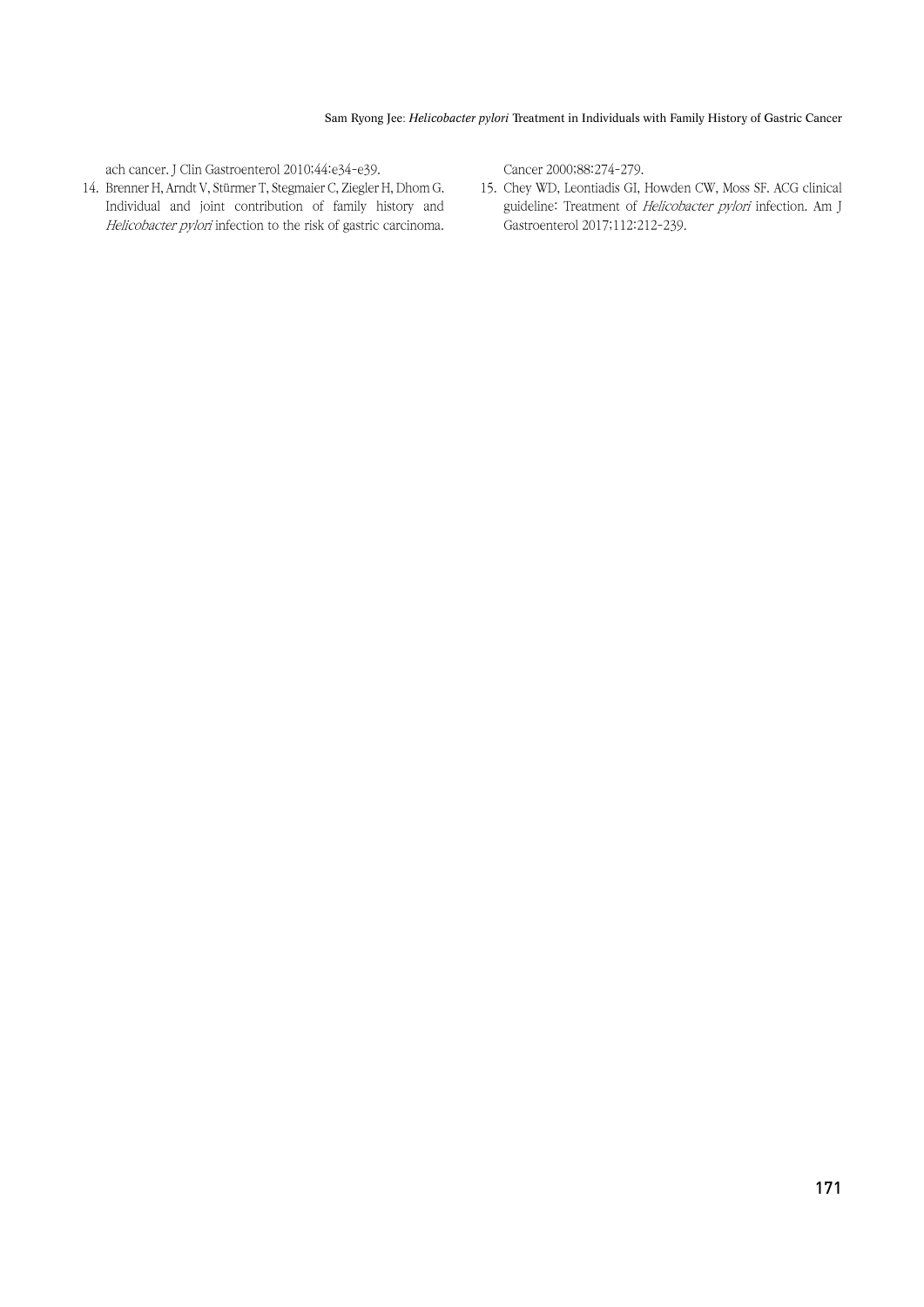ach cancer. J Clin Gastroenterol 2010;44:e34-e39.

14. Brenner H, Arndt V, Stürmer T, Stegmaier C, Ziegler H, Dhom G. Individual and joint contribution of family history and *Helicobacter pylori* infection to the risk of gastric carcinoma. Cancer 2000;88:274-279.
15. Chey WD, Leontiadis GI, Howden CW, Moss SF. ACG clinical guideline: Treatment of *Helicobacter pylori* infection. Am J Gastroenterol 2017;112:212-239.